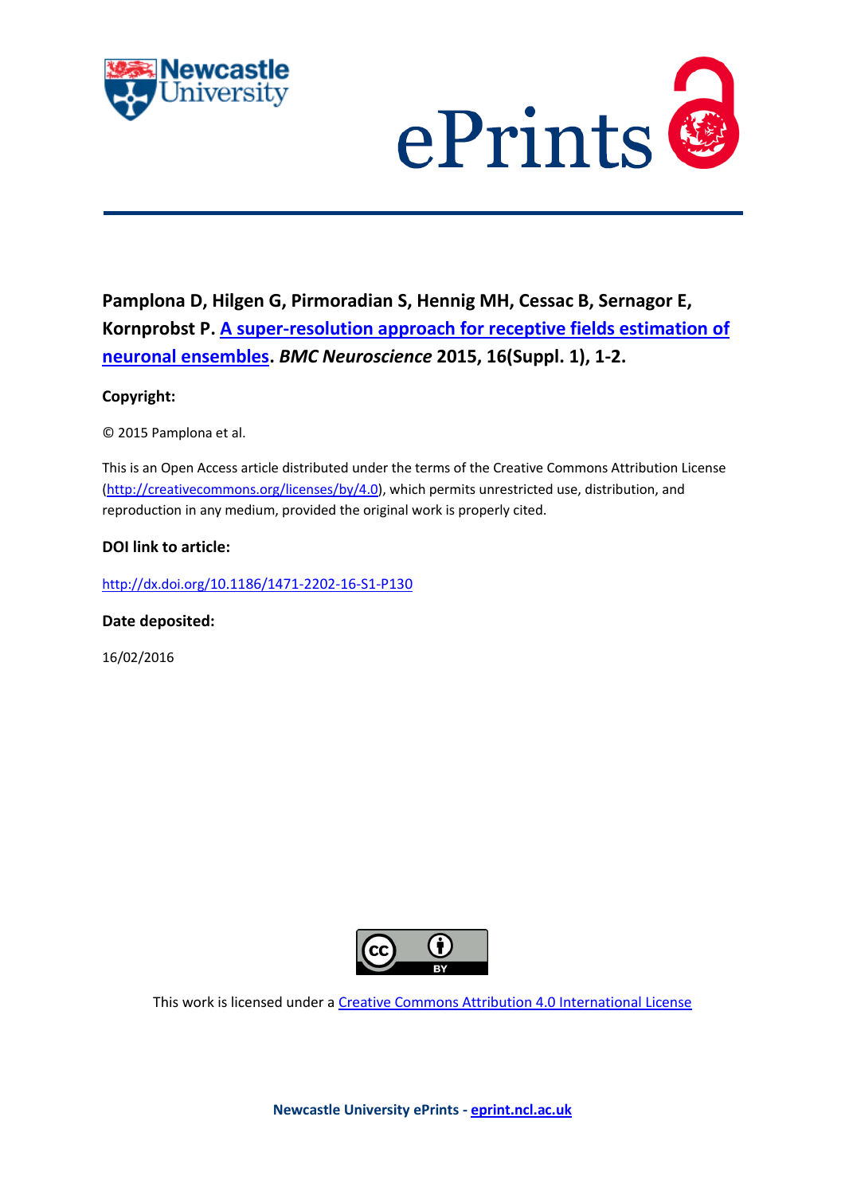**Pamplona D, Hilgen G, Pirmoradian S, Hennig MH, Cessac B, Sernagor E, Kornprobst P. A super-resolution approach for receptive fields estimation of neuronal ensembles. *BMC Neuroscience* 2015, 16(Suppl. 1), 1-2.**

**Copyright:**

© 2015 Pamplona et al.

This is an Open Access article distributed under the terms of the Creative Commons Attribution License (http://creativecommons.org/licenses/by/4.0), which permits unrestricted use, distribution, and reproduction in any medium, provided the original work is properly cited.

**DOI link to article:**

http://dx.doi.org/10.1186/1471-2202-16-S1-P130

**Date deposited:**

16/02/2016

This work is licensed under a Creative Commons Attribution 4.0 International License

**Newcastle University ePrints - eprint.ncl.ac.uk**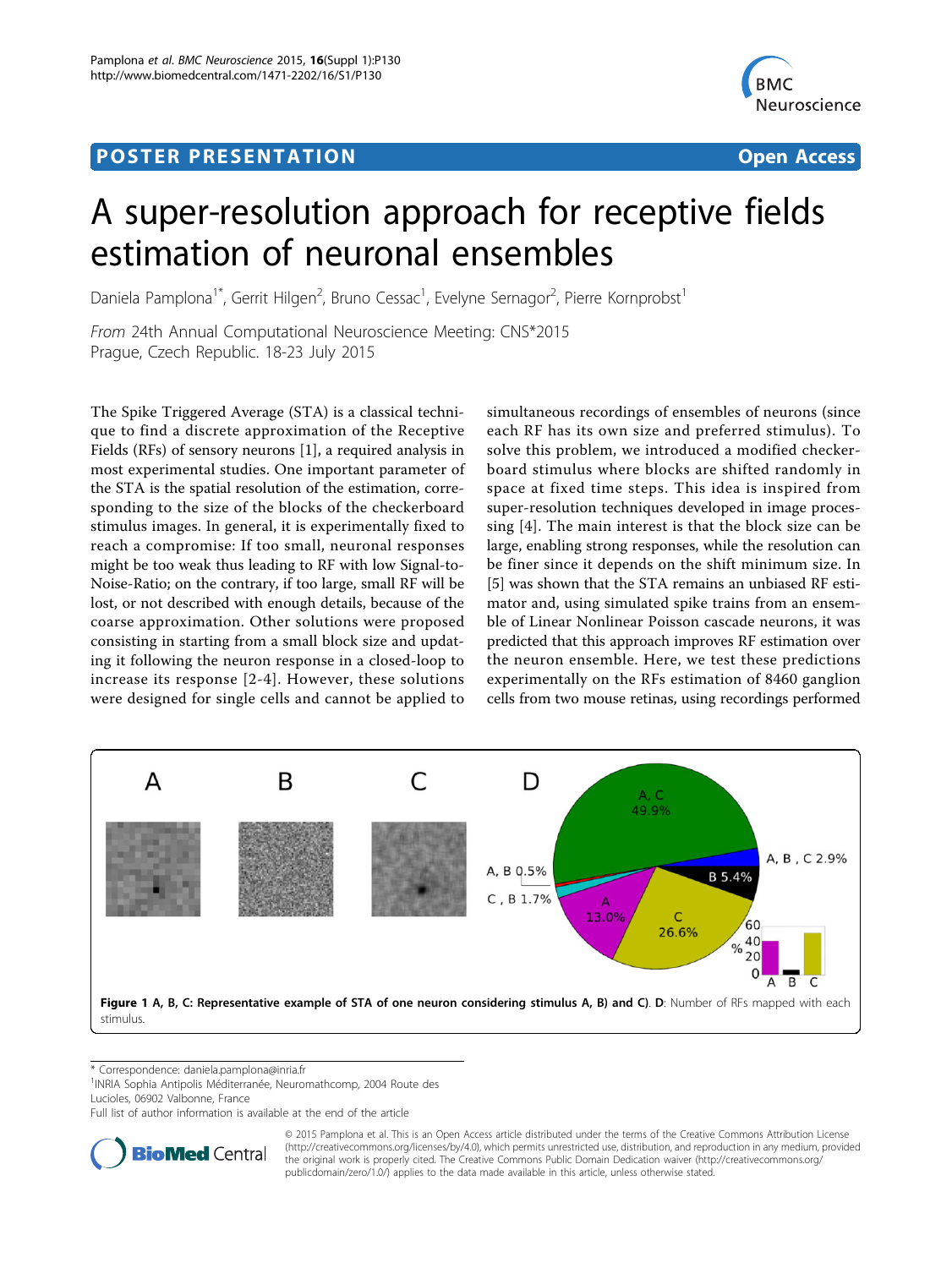# POSTER PRESENTATION

**Open Access**

# A super-resolution approach for receptive fields estimation of neuronal ensembles

Daniela Pamplona[1*], Gerrit Hilgen[2], Bruno Cessac[1], Evelyne Sernagor[2], Pierre Kornprobst[1]

*From* 24th Annual Computational Neuroscience Meeting: CNS*2015
Prague, Czech Republic. 18-23 July 2015

The Spike Triggered Average (STA) is a classical technique to find a discrete approximation of the Receptive Fields (RFs) of sensory neurons [1], a required analysis in most experimental studies. One important parameter of the STA is the spatial resolution of the estimation, corresponding to the size of the blocks of the checkerboard stimulus images. In general, it is experimentally fixed to reach a compromise: If too small, neuronal responses might be too weak thus leading to RF with low Signal-to-Noise-Ratio; on the contrary, if too large, small RF will be lost, or not described with enough details, because of the coarse approximation. Other solutions were proposed consisting in starting from a small block size and updating it following the neuron response in a closed-loop to increase its response [2-4]. However, these solutions were designed for single cells and cannot be applied to simultaneous recordings of ensembles of neurons (since each RF has its own size and preferred stimulus). To solve this problem, we introduced a modified checkerboard stimulus where blocks are shifted randomly in space at fixed time steps. This idea is inspired from super-resolution techniques developed in image processing [4]. The main interest is that the block size can be large, enabling strong responses, while the resolution can be finer since it depends on the shift minimum size. In [5] was shown that the STA remains an unbiased RF estimator and, using simulated spike trains from an ensemble of Linear Nonlinear Poisson cascade neurons, it was predicted that this approach improves RF estimation over the neuron ensemble. Here, we test these predictions experimentally on the RFs estimation of 8460 ganglion cells from two mouse retinas, using recordings performed

**Figure 1 A, B, C: Representative example of STA of one neuron considering stimulus A, B) and C). D**: Number of RFs mapped with each stimulus.

\* Correspondence: daniela.pamplona@inria.fr
[1]INRIA Sophia Antipolis Méditerranée, Neuromathcomp, 2004 Route des Lucioles, 06902 Valbonne, France
Full list of author information is available at the end of the article

© 2015 Pamplona et al. This is an Open Access article distributed under the terms of the Creative Commons Attribution License (http://creativecommons.org/licenses/by/4.0), which permits unrestricted use, distribution, and reproduction in any medium, provided the original work is properly cited. The Creative Commons Public Domain Dedication waiver (http://creativecommons.org/publicdomain/zero/1.0/) applies to the data made available in this article, unless otherwise stated.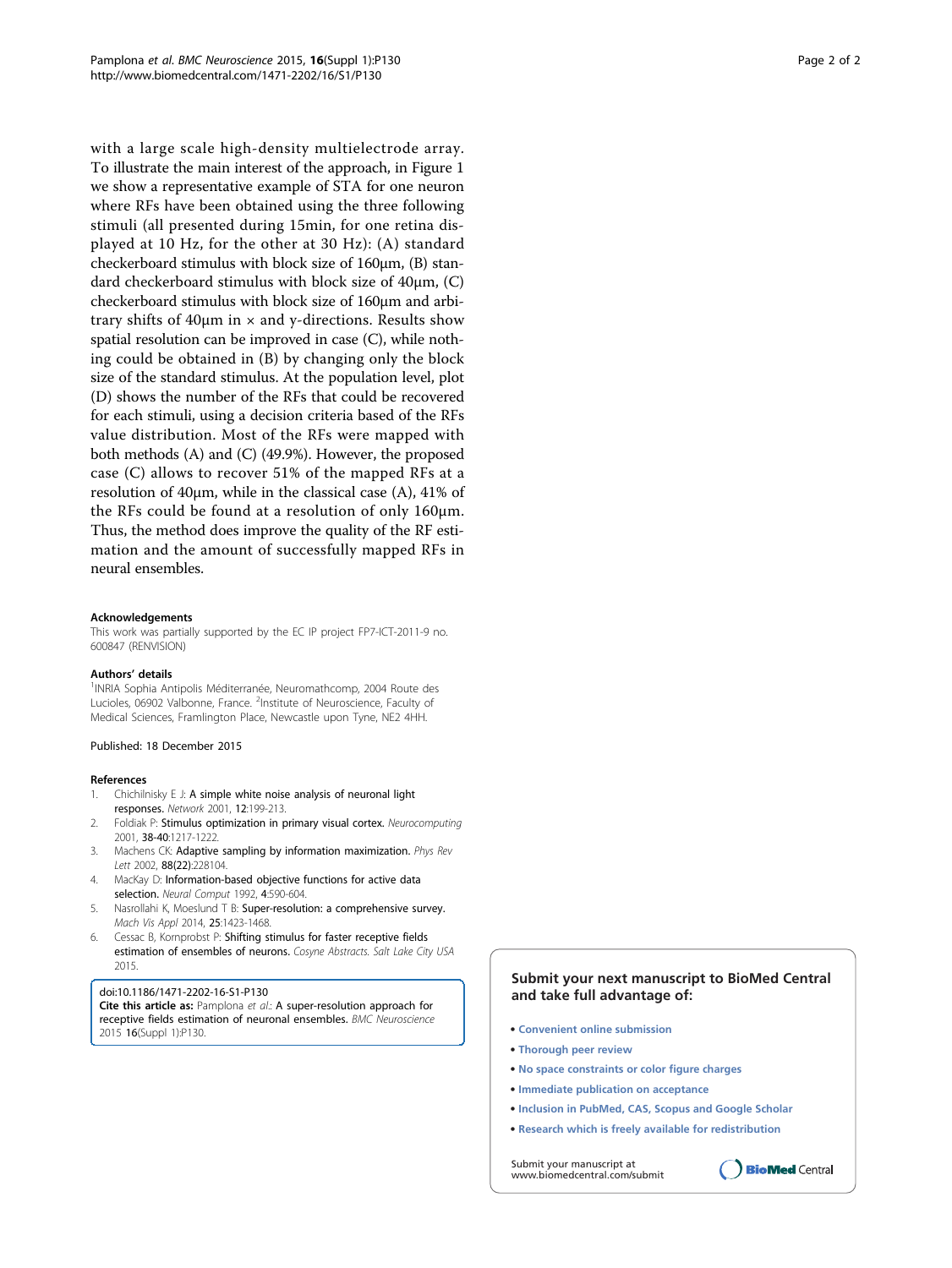with a large scale high-density multielectrode array. To illustrate the main interest of the approach, in Figure 1 we show a representative example of STA for one neuron where RFs have been obtained using the three following stimuli (all presented during 15min, for one retina displayed at 10 Hz, for the other at 30 Hz): (A) standard checkerboard stimulus with block size of 160μm, (B) standard checkerboard stimulus with block size of 40μm, (C) checkerboard stimulus with block size of 160μm and arbitrary shifts of 40μm in × and y-directions. Results show spatial resolution can be improved in case (C), while nothing could be obtained in (B) by changing only the block size of the standard stimulus. At the population level, plot (D) shows the number of the RFs that could be recovered for each stimuli, using a decision criteria based of the RFs value distribution. Most of the RFs were mapped with both methods (A) and (C) (49.9%). However, the proposed case (C) allows to recover 51% of the mapped RFs at a resolution of 40μm, while in the classical case (A), 41% of the RFs could be found at a resolution of only 160μm. Thus, the method does improve the quality of the RF estimation and the amount of successfully mapped RFs in neural ensembles.

#### Acknowledgements

This work was partially supported by the EC IP project FP7-ICT-2011-9 no. 600847 (RENVISION)

#### Authors' details

[1]INRIA Sophia Antipolis Méditerranée, Neuromathcomp, 2004 Route des Lucioles, 06902 Valbonne, France. [2]Institute of Neuroscience, Faculty of Medical Sciences, Framlington Place, Newcastle upon Tyne, NE2 4HH.

Published: 18 December 2015

#### References

1. Chichilnisky E J: **A simple white noise analysis of neuronal light responses.** *Network* 2001, **12**:199-213.
2. Foldiak P: **Stimulus optimization in primary visual cortex.** *Neurocomputing* 2001, **38-40**:1217-1222.
3. Machens CK: **Adaptive sampling by information maximization.** *Phys Rev Lett* 2002, **88(22)**:228104.
4. MacKay D: **Information-based objective functions for active data selection.** *Neural Comput* 1992, **4**:590-604.
5. Nasrollahi K, Moeslund T B: **Super-resolution: a comprehensive survey.** *Mach Vis Appl* 2014, **25**:1423-1468.
6. Cessac B, Kornprobst P: **Shifting stimulus for faster receptive fields estimation of ensembles of neurons.** *Cosyne Abstracts. Salt Lake City USA* 2015.

doi:10.1186/1471-2202-16-S1-P130

**Cite this article as:** Pamplona *et al.*: A super-resolution approach for receptive fields estimation of neuronal ensembles. *BMC Neuroscience* 2015 **16**(Suppl 1):P130.

**Submit your next manuscript to BioMed Central and take full advantage of:**

- **Convenient online submission**
- **Thorough peer review**
- **No space constraints or color figure charges**
- **Immediate publication on acceptance**
- **Inclusion in PubMed, CAS, Scopus and Google Scholar**
- **Research which is freely available for redistribution**

Submit your manuscript at www.biomedcentral.com/submit

BioMed Central